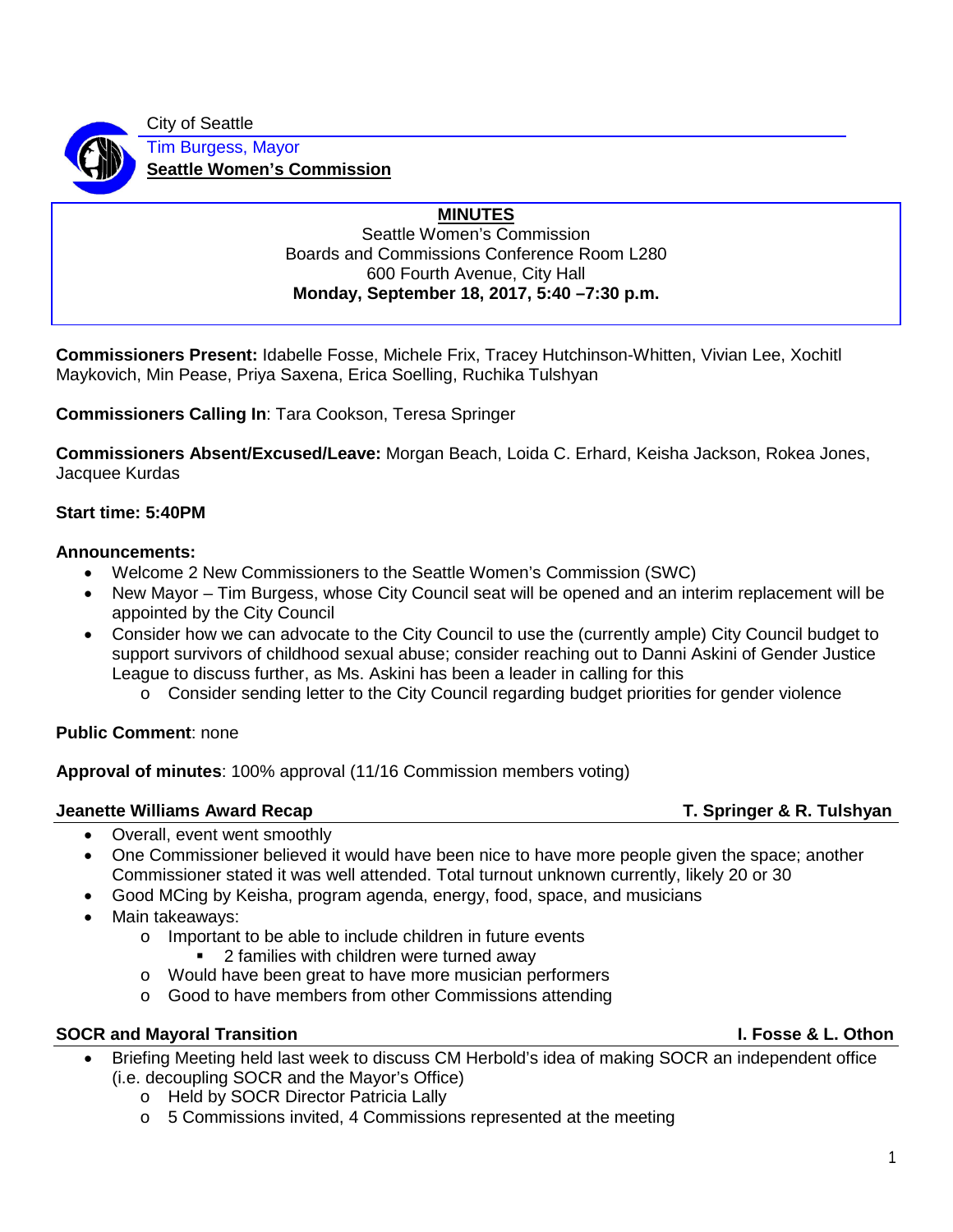City of Seattle
Tim Burgess, Mayor
**Seattle Women's Commission**

**MINUTES**
Seattle Women's Commission
Boards and Commissions Conference Room L280
600 Fourth Avenue, City Hall
**Monday, September 18, 2017, 5:40 –7:30 p.m.**

**Commissioners Present:** Idabelle Fosse, Michele Frix, Tracey Hutchinson-Whitten, Vivian Lee, Xochitl Maykovich, Min Pease, Priya Saxena, Erica Soelling, Ruchika Tulshyan

**Commissioners Calling In**: Tara Cookson, Teresa Springer

**Commissioners Absent/Excused/Leave:** Morgan Beach, Loida C. Erhard, Keisha Jackson, Rokea Jones, Jacquee Kurdas

**Start time: 5:40PM**

**Announcements:**

- Welcome 2 New Commissioners to the Seattle Women's Commission (SWC)
- New Mayor – Tim Burgess, whose City Council seat will be opened and an interim replacement will be appointed by the City Council
- Consider how we can advocate to the City Council to use the (currently ample) City Council budget to support survivors of childhood sexual abuse; consider reaching out to Danni Askini of Gender Justice League to discuss further, as Ms. Askini has been a leader in calling for this
  - Consider sending letter to the City Council regarding budget priorities for gender violence

**Public Comment**: none

**Approval of minutes**: 100% approval (11/16 Commission members voting)

**Jeanette Williams Award Recap** — **T. Springer & R. Tulshyan**

- Overall, event went smoothly
- One Commissioner believed it would have been nice to have more people given the space; another Commissioner stated it was well attended. Total turnout unknown currently, likely 20 or 30
- Good MCing by Keisha, program agenda, energy, food, space, and musicians
- Main takeaways:
  - Important to be able to include children in future events
    - 2 families with children were turned away
  - Would have been great to have more musician performers
  - Good to have members from other Commissions attending

**SOCR and Mayoral Transition** — **I. Fosse & L. Othon**

- Briefing Meeting held last week to discuss CM Herbold's idea of making SOCR an independent office (i.e. decoupling SOCR and the Mayor's Office)
  - Held by SOCR Director Patricia Lally
  - 5 Commissions invited, 4 Commissions represented at the meeting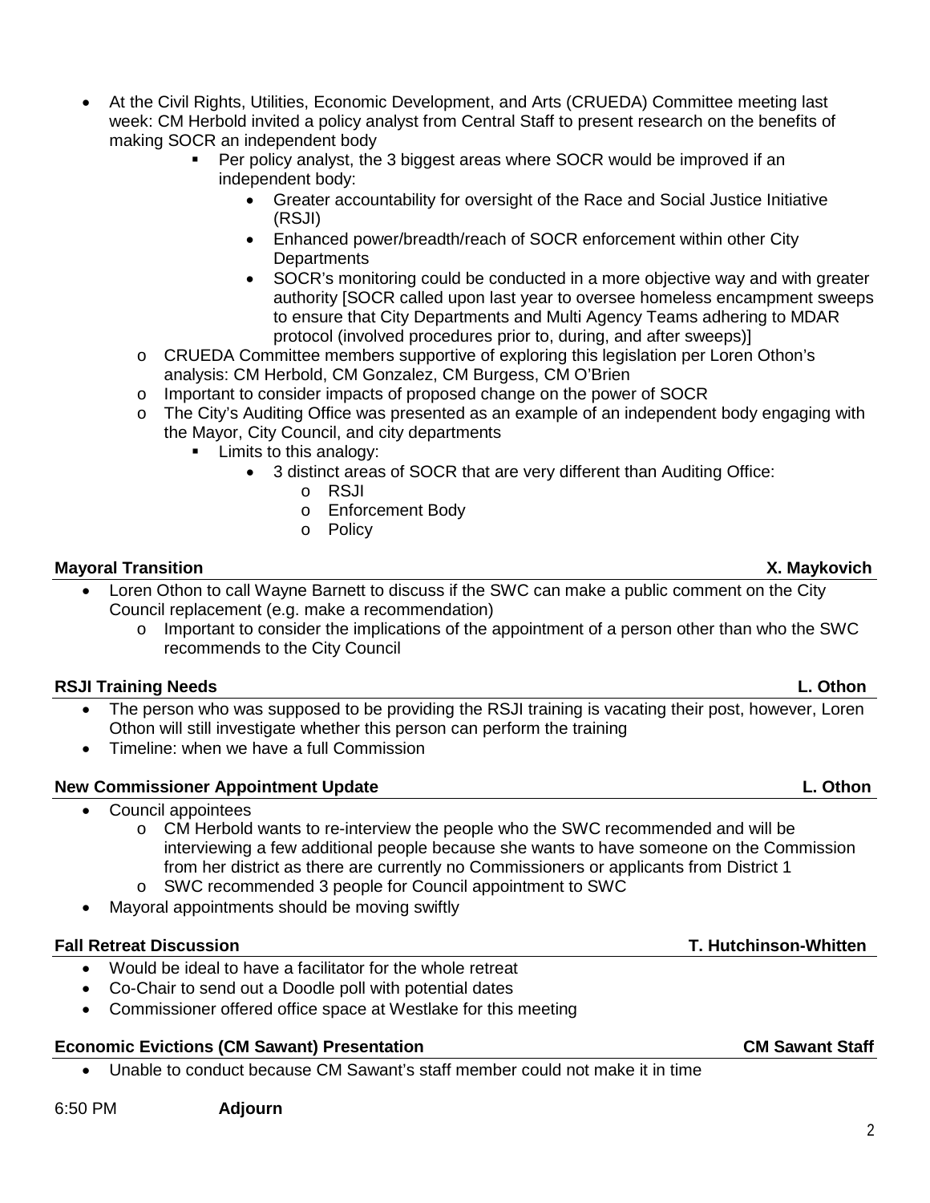- At the Civil Rights, Utilities, Economic Development, and Arts (CRUEDA) Committee meeting last week: CM Herbold invited a policy analyst from Central Staff to present research on the benefits of making SOCR an independent body
    - Per policy analyst, the 3 biggest areas where SOCR would be improved if an independent body:
        - Greater accountability for oversight of the Race and Social Justice Initiative (RSJI)
        - Enhanced power/breadth/reach of SOCR enforcement within other City Departments
        - SOCR's monitoring could be conducted in a more objective way and with greater authority [SOCR called upon last year to oversee homeless encampment sweeps to ensure that City Departments and Multi Agency Teams adhering to MDAR protocol (involved procedures prior to, during, and after sweeps)]
    - CRUEDA Committee members supportive of exploring this legislation per Loren Othon's analysis: CM Herbold, CM Gonzalez, CM Burgess, CM O'Brien
    - Important to consider impacts of proposed change on the power of SOCR
    - The City's Auditing Office was presented as an example of an independent body engaging with the Mayor, City Council, and city departments
        - Limits to this analogy:
            - 3 distinct areas of SOCR that are very different than Auditing Office:
                - RSJI
                - Enforcement Body
                - Policy

**Mayoral Transition** — **X. Maykovich**

- Loren Othon to call Wayne Barnett to discuss if the SWC can make a public comment on the City Council replacement (e.g. make a recommendation)
    - Important to consider the implications of the appointment of a person other than who the SWC recommends to the City Council

**RSJI Training Needs** — **L. Othon**

- The person who was supposed to be providing the RSJI training is vacating their post, however, Loren Othon will still investigate whether this person can perform the training
- Timeline: when we have a full Commission

**New Commissioner Appointment Update** — **L. Othon**

- Council appointees
    - CM Herbold wants to re-interview the people who the SWC recommended and will be interviewing a few additional people because she wants to have someone on the Commission from her district as there are currently no Commissioners or applicants from District 1
    - SWC recommended 3 people for Council appointment to SWC
- Mayoral appointments should be moving swiftly

**Fall Retreat Discussion** — **T. Hutchinson-Whitten**

- Would be ideal to have a facilitator for the whole retreat
- Co-Chair to send out a Doodle poll with potential dates
- Commissioner offered office space at Westlake for this meeting

**Economic Evictions (CM Sawant) Presentation** — **CM Sawant Staff**

- Unable to conduct because CM Sawant's staff member could not make it in time

6:50 PM **Adjourn**